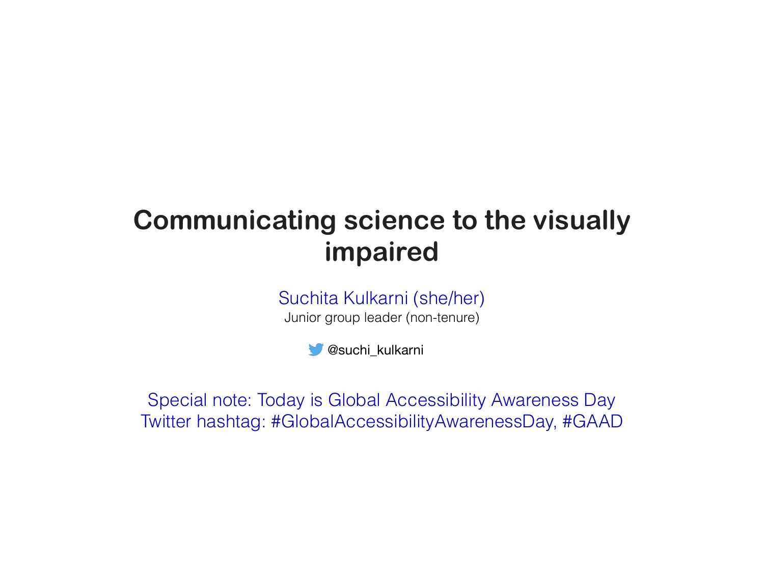# Communicating science to the visually impaired

Suchita Kulkarni (she/her)

Junior group leader (non-tenure)

@suchi_kulkarni

Special note: Today is Global Accessibility Awareness Day

Twitter hashtag: #GlobalAccessibilityAwarenessDay, #GAAD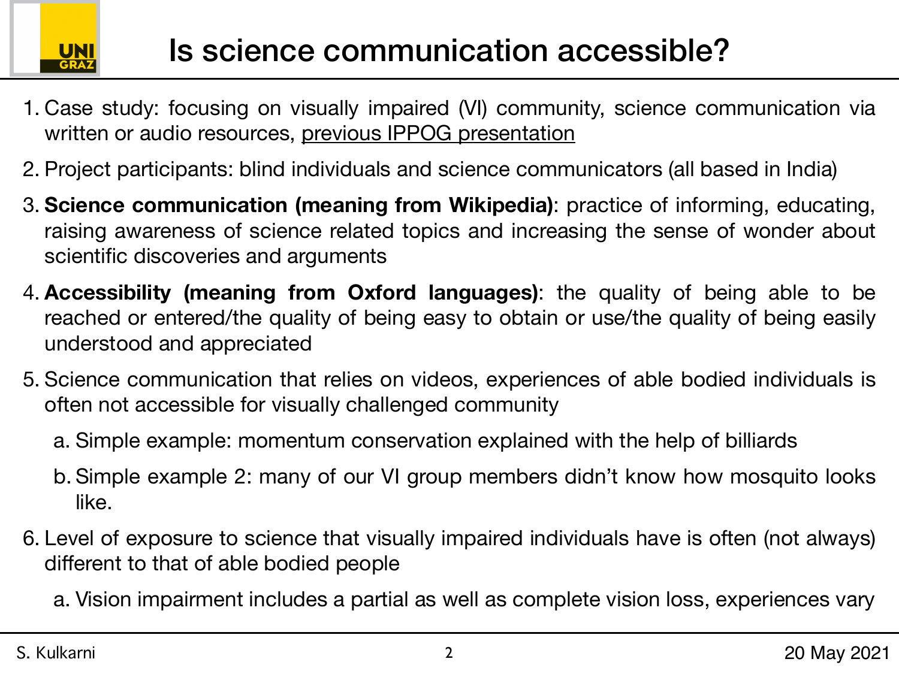# Is science communication accessible?

1. Case study: focusing on visually impaired (VI) community, science communication via written or audio resources, previous IPPOG presentation
2. Project participants: blind individuals and science communicators (all based in India)
3. **Science communication (meaning from Wikipedia)**: practice of informing, educating, raising awareness of science related topics and increasing the sense of wonder about scientific discoveries and arguments
4. **Accessibility (meaning from Oxford languages)**: the quality of being able to be reached or entered/the quality of being easy to obtain or use/the quality of being easily understood and appreciated
5. Science communication that relies on videos, experiences of able bodied individuals is often not accessible for visually challenged community
   a. Simple example: momentum conservation explained with the help of billiards
   b. Simple example 2: many of our VI group members didn't know how mosquito looks like.
6. Level of exposure to science that visually impaired individuals have is often (not always) different to that of able bodied people
   a. Vision impairment includes a partial as well as complete vision loss, experiences vary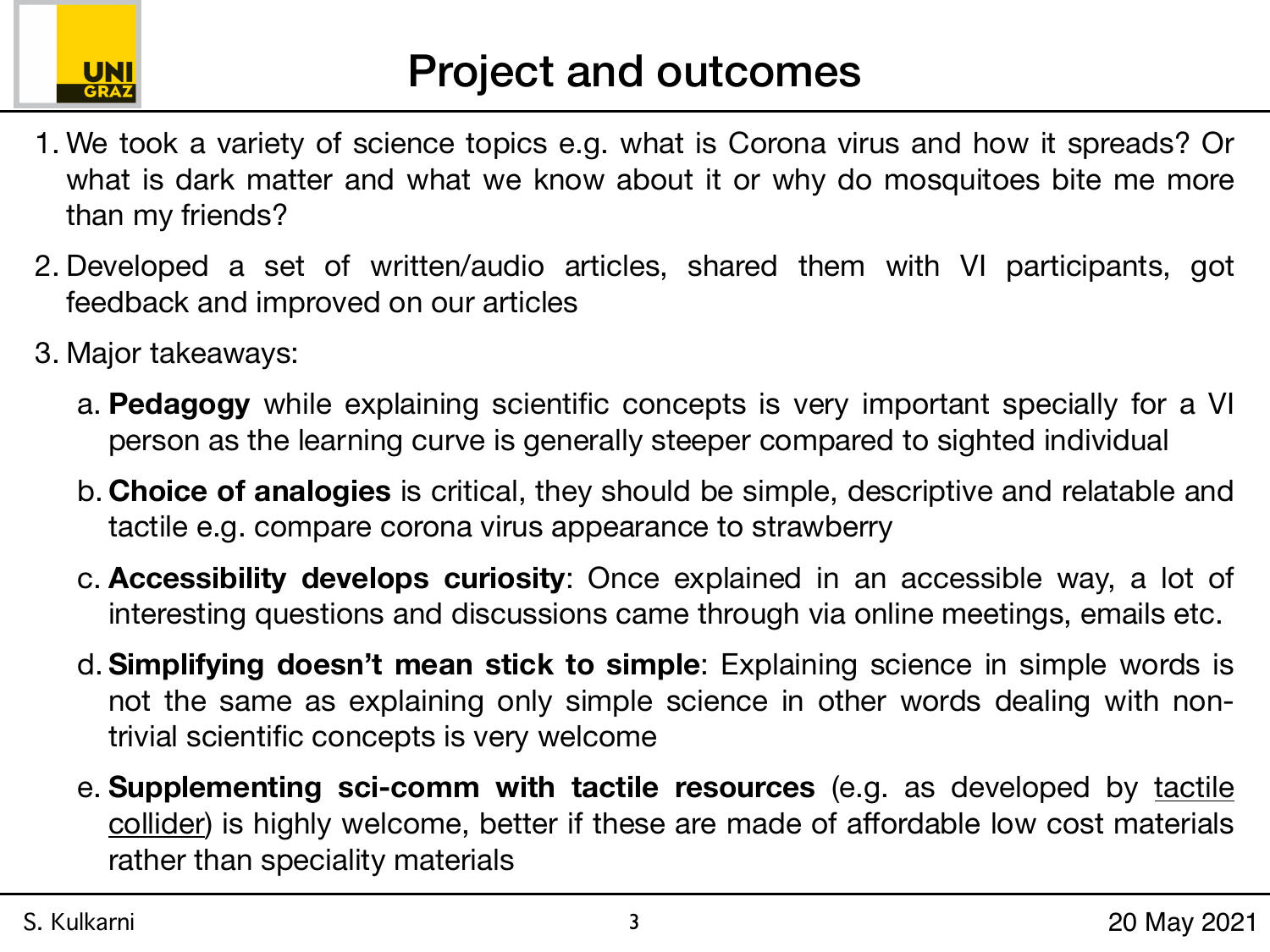# Project and outcomes

1. We took a variety of science topics e.g. what is Corona virus and how it spreads? Or what is dark matter and what we know about it or why do mosquitoes bite me more than my friends?
2. Developed a set of written/audio articles, shared them with VI participants, got feedback and improved on our articles
3. Major takeaways:
   a. **Pedagogy** while explaining scientific concepts is very important specially for a VI person as the learning curve is generally steeper compared to sighted individual
   b. **Choice of analogies** is critical, they should be simple, descriptive and relatable and tactile e.g. compare corona virus appearance to strawberry
   c. **Accessibility develops curiosity**: Once explained in an accessible way, a lot of interesting questions and discussions came through via online meetings, emails etc.
   d. **Simplifying doesn't mean stick to simple**: Explaining science in simple words is not the same as explaining only simple science in other words dealing with non-trivial scientific concepts is very welcome
   e. **Supplementing sci-comm with tactile resources** (e.g. as developed by tactile collider) is highly welcome, better if these are made of affordable low cost materials rather than speciality materials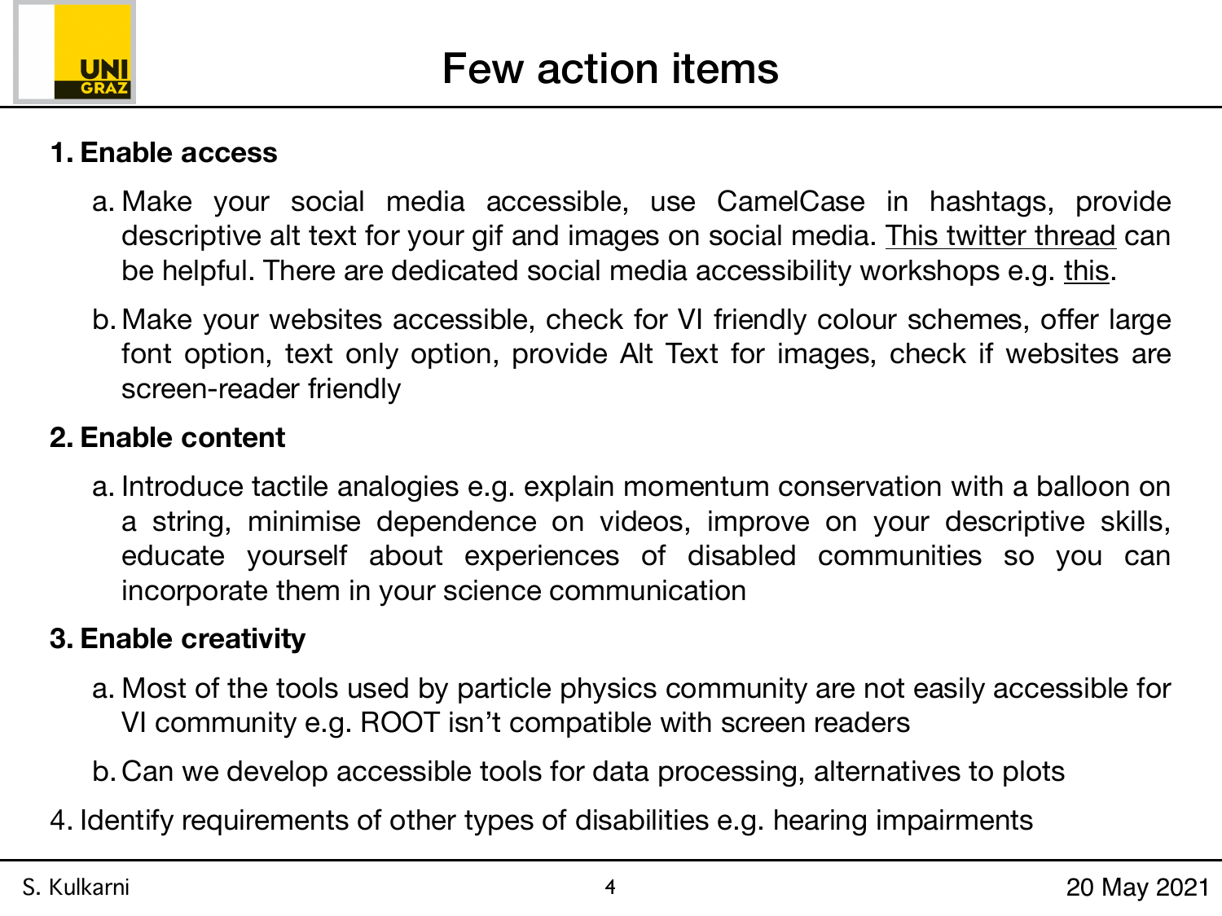# Few action items

1. **Enable access**
   a. Make your social media accessible, use CamelCase in hashtags, provide descriptive alt text for your gif and images on social media. This twitter thread can be helpful. There are dedicated social media accessibility workshops e.g. this.
   b. Make your websites accessible, check for VI friendly colour schemes, offer large font option, text only option, provide Alt Text for images, check if websites are screen-reader friendly
2. **Enable content**
   a. Introduce tactile analogies e.g. explain momentum conservation with a balloon on a string, minimise dependence on videos, improve on your descriptive skills, educate yourself about experiences of disabled communities so you can incorporate them in your science communication
3. **Enable creativity**
   a. Most of the tools used by particle physics community are not easily accessible for VI community e.g. ROOT isn't compatible with screen readers
   b. Can we develop accessible tools for data processing, alternatives to plots
4. Identify requirements of other types of disabilities e.g. hearing impairments

S. Kulkarni — 20 May 2021